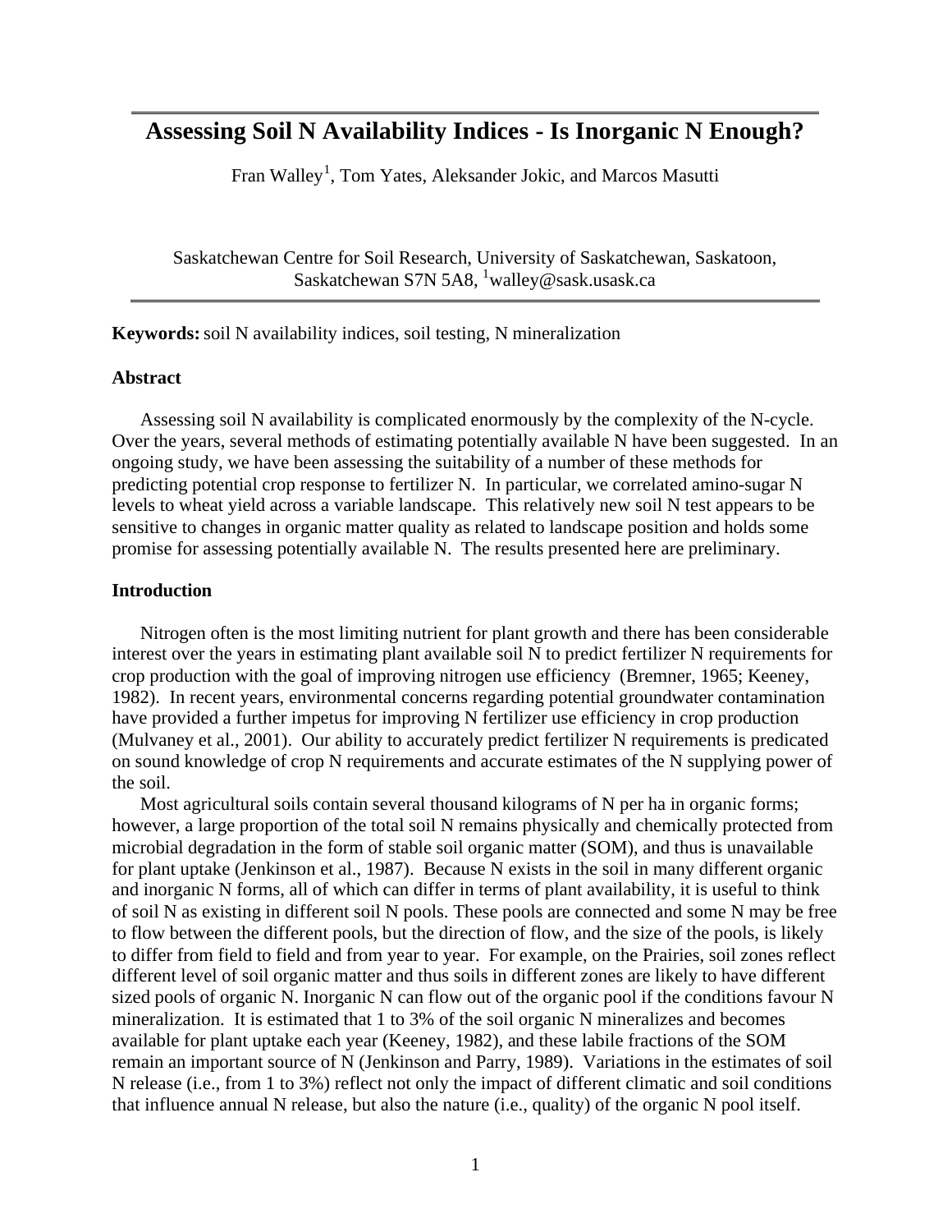# Assessing Soil N Availability Indices - Is Inorganic N Enough?

Fran Walley[1], Tom Yates, Aleksander Jokic, and Marcos Masutti

Saskatchewan Centre for Soil Research, University of Saskatchewan, Saskatoon, Saskatchewan S7N 5A8, [1]walley@sask.usask.ca

**Keywords:** soil N availability indices, soil testing, N mineralization

### Abstract

Assessing soil N availability is complicated enormously by the complexity of the N-cycle. Over the years, several methods of estimating potentially available N have been suggested. In an ongoing study, we have been assessing the suitability of a number of these methods for predicting potential crop response to fertilizer N. In particular, we correlated amino-sugar N levels to wheat yield across a variable landscape. This relatively new soil N test appears to be sensitive to changes in organic matter quality as related to landscape position and holds some promise for assessing potentially available N. The results presented here are preliminary.

### Introduction

Nitrogen often is the most limiting nutrient for plant growth and there has been considerable interest over the years in estimating plant available soil N to predict fertilizer N requirements for crop production with the goal of improving nitrogen use efficiency (Bremner, 1965; Keeney, 1982). In recent years, environmental concerns regarding potential groundwater contamination have provided a further impetus for improving N fertilizer use efficiency in crop production (Mulvaney et al., 2001). Our ability to accurately predict fertilizer N requirements is predicated on sound knowledge of crop N requirements and accurate estimates of the N supplying power of the soil.

Most agricultural soils contain several thousand kilograms of N per ha in organic forms; however, a large proportion of the total soil N remains physically and chemically protected from microbial degradation in the form of stable soil organic matter (SOM), and thus is unavailable for plant uptake (Jenkinson et al., 1987). Because N exists in the soil in many different organic and inorganic N forms, all of which can differ in terms of plant availability, it is useful to think of soil N as existing in different soil N pools. These pools are connected and some N may be free to flow between the different pools, but the direction of flow, and the size of the pools, is likely to differ from field to field and from year to year. For example, on the Prairies, soil zones reflect different level of soil organic matter and thus soils in different zones are likely to have different sized pools of organic N. Inorganic N can flow out of the organic pool if the conditions favour N mineralization. It is estimated that 1 to 3% of the soil organic N mineralizes and becomes available for plant uptake each year (Keeney, 1982), and these labile fractions of the SOM remain an important source of N (Jenkinson and Parry, 1989). Variations in the estimates of soil N release (i.e., from 1 to 3%) reflect not only the impact of different climatic and soil conditions that influence annual N release, but also the nature (i.e., quality) of the organic N pool itself.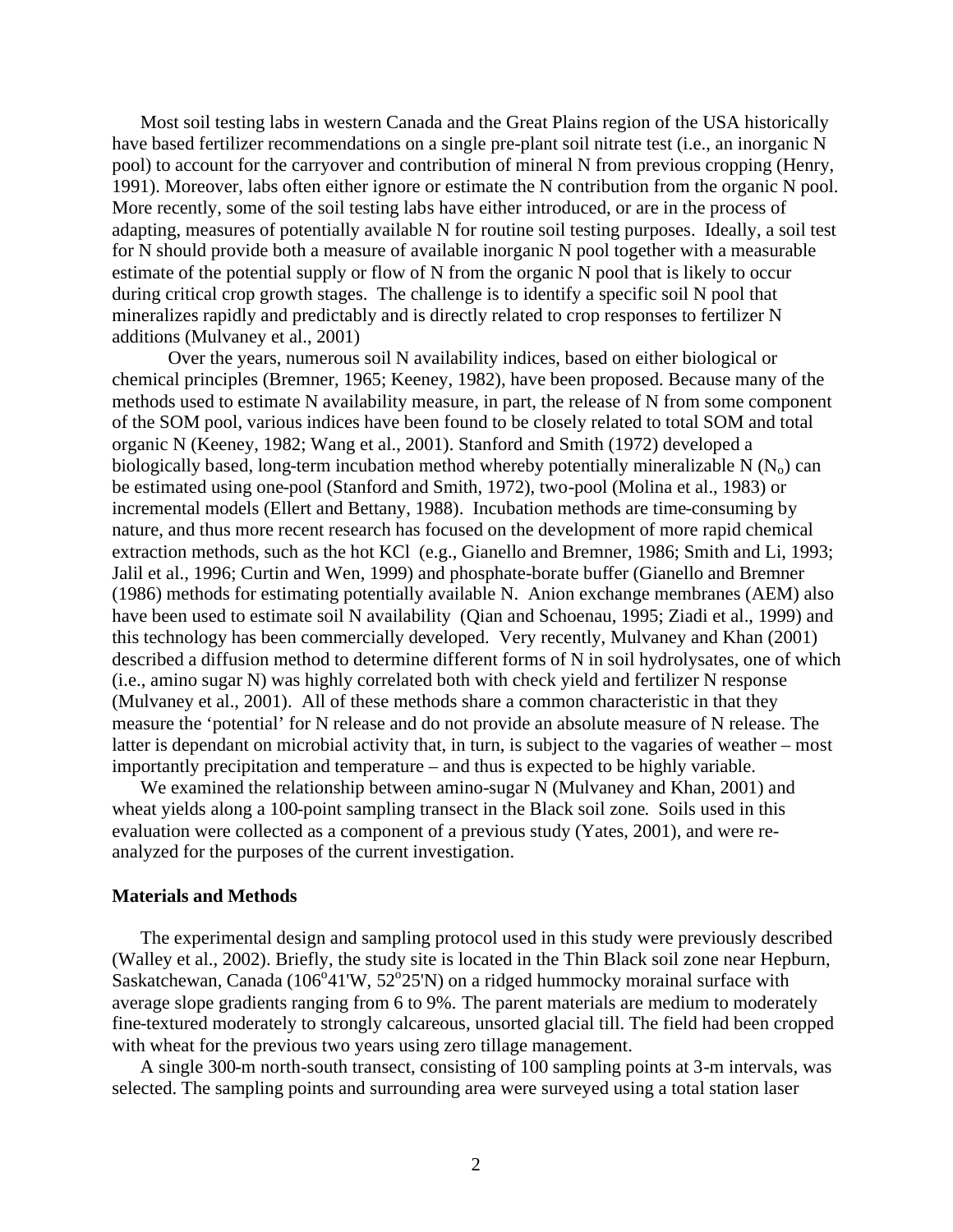Most soil testing labs in western Canada and the Great Plains region of the USA historically have based fertilizer recommendations on a single pre-plant soil nitrate test (i.e., an inorganic N pool) to account for the carryover and contribution of mineral N from previous cropping (Henry, 1991). Moreover, labs often either ignore or estimate the N contribution from the organic N pool. More recently, some of the soil testing labs have either introduced, or are in the process of adapting, measures of potentially available N for routine soil testing purposes. Ideally, a soil test for N should provide both a measure of available inorganic N pool together with a measurable estimate of the potential supply or flow of N from the organic N pool that is likely to occur during critical crop growth stages. The challenge is to identify a specific soil N pool that mineralizes rapidly and predictably and is directly related to crop responses to fertilizer N additions (Mulvaney et al., 2001)

Over the years, numerous soil N availability indices, based on either biological or chemical principles (Bremner, 1965; Keeney, 1982), have been proposed. Because many of the methods used to estimate N availability measure, in part, the release of N from some component of the SOM pool, various indices have been found to be closely related to total SOM and total organic N (Keeney, 1982; Wang et al., 2001). Stanford and Smith (1972) developed a biologically based, long-term incubation method whereby potentially mineralizable N ($N_o$) can be estimated using one-pool (Stanford and Smith, 1972), two-pool (Molina et al., 1983) or incremental models (Ellert and Bettany, 1988). Incubation methods are time-consuming by nature, and thus more recent research has focused on the development of more rapid chemical extraction methods, such as the hot KCl (e.g., Gianello and Bremner, 1986; Smith and Li, 1993; Jalil et al., 1996; Curtin and Wen, 1999) and phosphate-borate buffer (Gianello and Bremner (1986) methods for estimating potentially available N. Anion exchange membranes (AEM) also have been used to estimate soil N availability (Qian and Schoenau, 1995; Ziadi et al., 1999) and this technology has been commercially developed. Very recently, Mulvaney and Khan (2001) described a diffusion method to determine different forms of N in soil hydrolysates, one of which (i.e., amino sugar N) was highly correlated both with check yield and fertilizer N response (Mulvaney et al., 2001). All of these methods share a common characteristic in that they measure the 'potential' for N release and do not provide an absolute measure of N release. The latter is dependant on microbial activity that, in turn, is subject to the vagaries of weather – most importantly precipitation and temperature – and thus is expected to be highly variable.

We examined the relationship between amino-sugar N (Mulvaney and Khan, 2001) and wheat yields along a 100-point sampling transect in the Black soil zone. Soils used in this evaluation were collected as a component of a previous study (Yates, 2001), and were re-analyzed for the purposes of the current investigation.

## Materials and Methods

The experimental design and sampling protocol used in this study were previously described (Walley et al., 2002). Briefly, the study site is located in the Thin Black soil zone near Hepburn, Saskatchewan, Canada (106$^{o}$41'W, 52$^{o}$25'N) on a ridged hummocky morainal surface with average slope gradients ranging from 6 to 9%. The parent materials are medium to moderately fine-textured moderately to strongly calcareous, unsorted glacial till. The field had been cropped with wheat for the previous two years using zero tillage management.

A single 300-m north-south transect, consisting of 100 sampling points at 3-m intervals, was selected. The sampling points and surrounding area were surveyed using a total station laser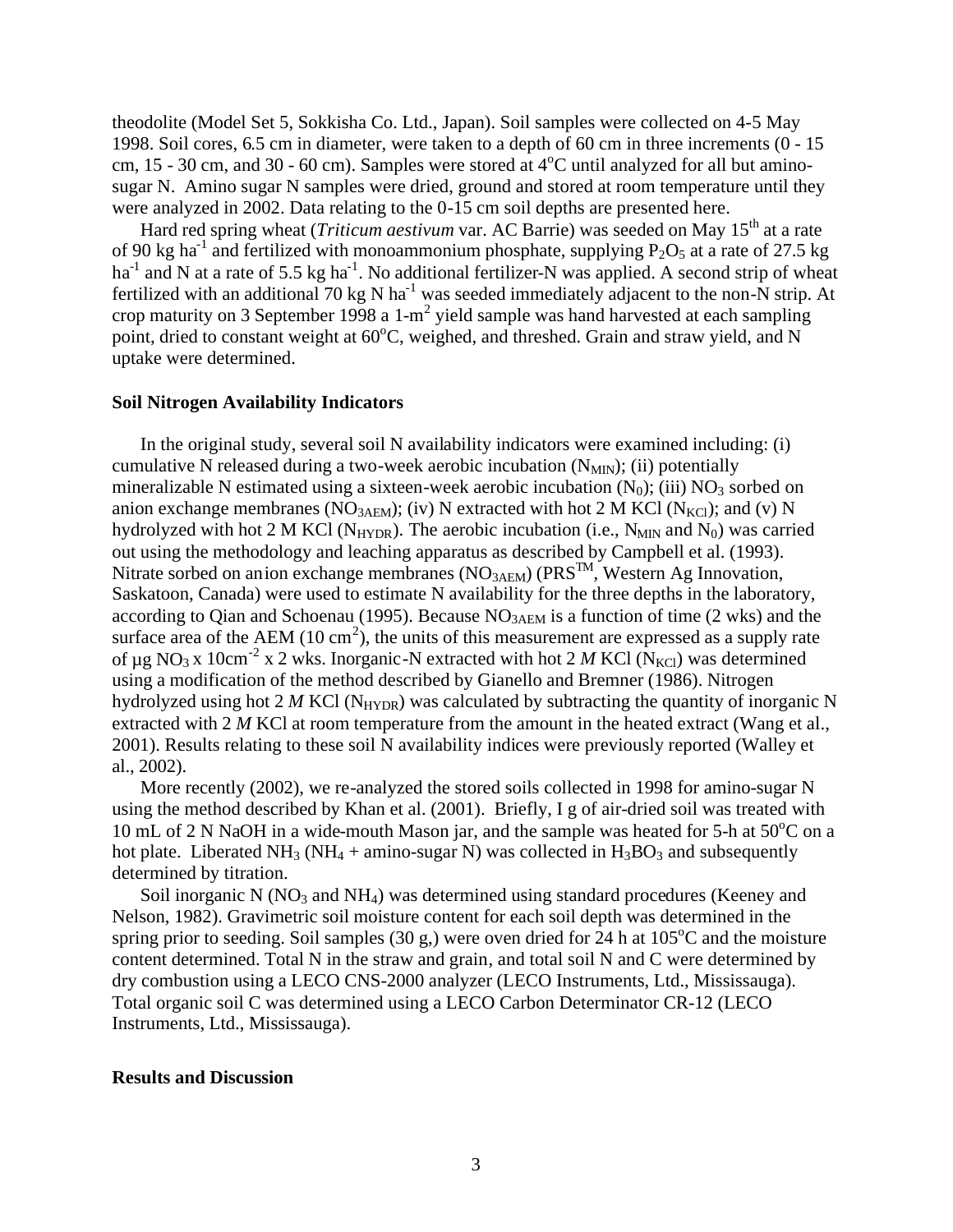theodolite (Model Set 5, Sokkisha Co. Ltd., Japan). Soil samples were collected on 4-5 May 1998. Soil cores, 6.5 cm in diameter, were taken to a depth of 60 cm in three increments (0 - 15 cm, 15 - 30 cm, and 30 - 60 cm). Samples were stored at 4$^o$C until analyzed for all but amino-sugar N. Amino sugar N samples were dried, ground and stored at room temperature until they were analyzed in 2002. Data relating to the 0-15 cm soil depths are presented here.

Hard red spring wheat (*Triticum aestivum* var. AC Barrie) was seeded on May 15$^{th}$ at a rate of 90 kg ha$^{-1}$ and fertilized with monoammonium phosphate, supplying $P_2O_5$ at a rate of 27.5 kg ha$^{-1}$ and N at a rate of 5.5 kg ha$^{-1}$. No additional fertilizer-N was applied. A second strip of wheat fertilized with an additional 70 kg N ha$^{-1}$ was seeded immediately adjacent to the non-N strip. At crop maturity on 3 September 1998 a 1-m$^2$ yield sample was hand harvested at each sampling point, dried to constant weight at 60$^o$C, weighed, and threshed. Grain and straw yield, and N uptake were determined.

### Soil Nitrogen Availability Indicators

In the original study, several soil N availability indicators were examined including: (i) cumulative N released during a two-week aerobic incubation ($N_{MIN}$); (ii) potentially mineralizable N estimated using a sixteen-week aerobic incubation ($N_0$); (iii) $NO_3$ sorbed on anion exchange membranes ($NO_{3AEM}$); (iv) N extracted with hot 2 M KCl ($N_{KCl}$); and (v) N hydrolyzed with hot 2 M KCl ($N_{HYDR}$). The aerobic incubation (i.e., $N_{MIN}$ and $N_0$) was carried out using the methodology and leaching apparatus as described by Campbell et al. (1993). Nitrate sorbed on anion exchange membranes ($NO_{3AEM}$) (PRS$^{TM}$, Western Ag Innovation, Saskatoon, Canada) were used to estimate N availability for the three depths in the laboratory, according to Qian and Schoenau (1995). Because $NO_{3AEM}$ is a function of time (2 wks) and the surface area of the AEM (10 cm$^2$), the units of this measurement are expressed as a supply rate of µg $NO_3$ x 10cm$^{-2}$ x 2 wks. Inorganic-N extracted with hot 2 *M* KCl ($N_{KCl}$) was determined using a modification of the method described by Gianello and Bremner (1986). Nitrogen hydrolyzed using hot 2 *M* KCl ($N_{HYDR}$) was calculated by subtracting the quantity of inorganic N extracted with 2 *M* KCl at room temperature from the amount in the heated extract (Wang et al., 2001). Results relating to these soil N availability indices were previously reported (Walley et al., 2002).

More recently (2002), we re-analyzed the stored soils collected in 1998 for amino-sugar N using the method described by Khan et al. (2001). Briefly, I g of air-dried soil was treated with 10 mL of 2 N NaOH in a wide-mouth Mason jar, and the sample was heated for 5-h at 50$^o$C on a hot plate. Liberated $NH_3$ ($NH_4$ + amino-sugar N) was collected in $H_3BO_3$ and subsequently determined by titration.

Soil inorganic N ($NO_3$ and $NH_4$) was determined using standard procedures (Keeney and Nelson, 1982). Gravimetric soil moisture content for each soil depth was determined in the spring prior to seeding. Soil samples (30 g,) were oven dried for 24 h at 105$^o$C and the moisture content determined. Total N in the straw and grain, and total soil N and C were determined by dry combustion using a LECO CNS-2000 analyzer (LECO Instruments, Ltd., Mississauga). Total organic soil C was determined using a LECO Carbon Determinator CR-12 (LECO Instruments, Ltd., Mississauga).

## Results and Discussion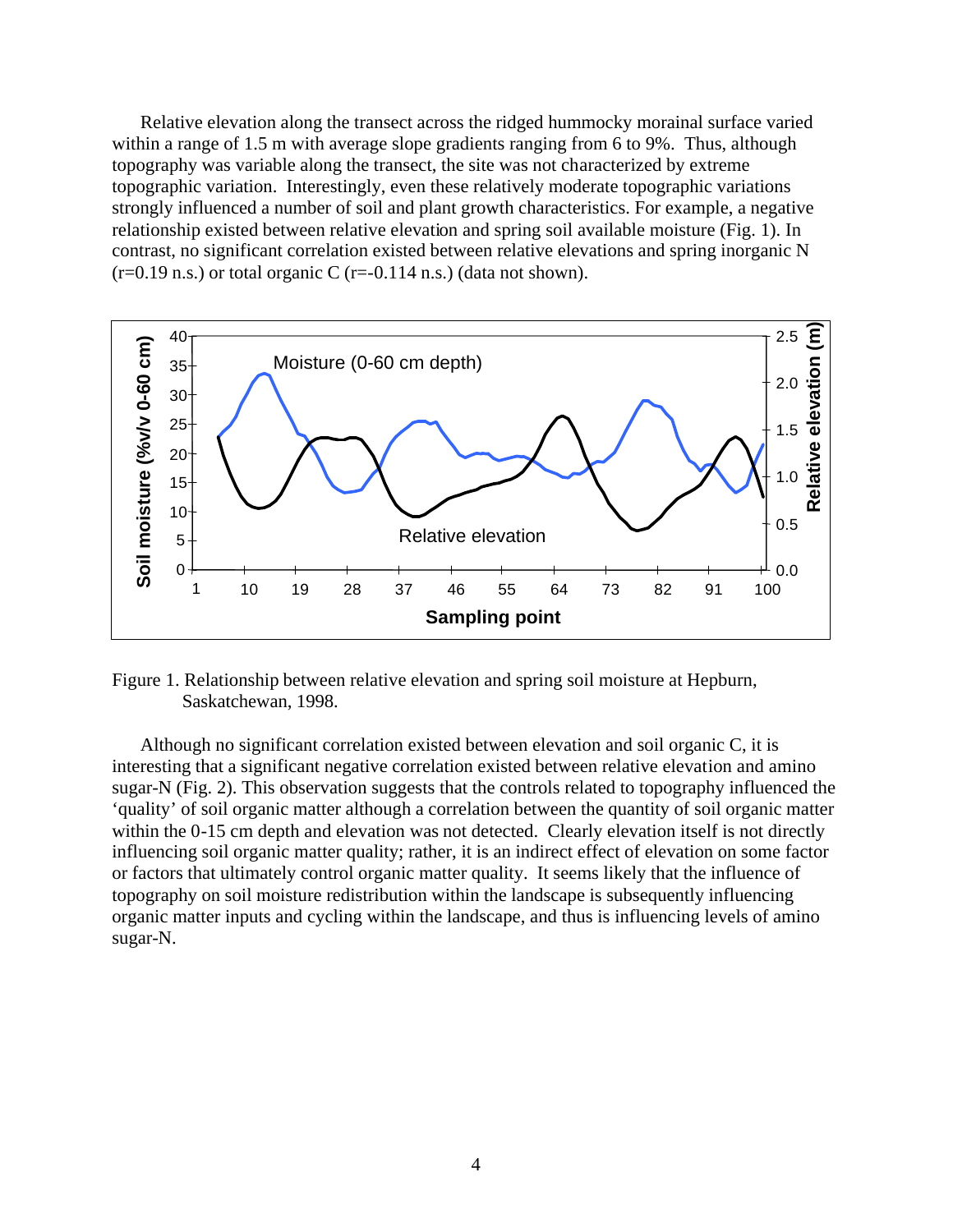Relative elevation along the transect across the ridged hummocky morainal surface varied within a range of 1.5 m with average slope gradients ranging from 6 to 9%. Thus, although topography was variable along the transect, the site was not characterized by extreme topographic variation. Interestingly, even these relatively moderate topographic variations strongly influenced a number of soil and plant growth characteristics. For example, a negative relationship existed between relative elevation and spring soil available moisture (Fig. 1). In contrast, no significant correlation existed between relative elevations and spring inorganic N ($r=0.19$ n.s.) or total organic C ($r=-0.114$ n.s.) (data not shown).

Figure 1. Relationship between relative elevation and spring soil moisture at Hepburn, Saskatchewan, 1998.

Although no significant correlation existed between elevation and soil organic C, it is interesting that a significant negative correlation existed between relative elevation and amino sugar-N (Fig. 2). This observation suggests that the controls related to topography influenced the 'quality' of soil organic matter although a correlation between the quantity of soil organic matter within the 0-15 cm depth and elevation was not detected. Clearly elevation itself is not directly influencing soil organic matter quality; rather, it is an indirect effect of elevation on some factor or factors that ultimately control organic matter quality. It seems likely that the influence of topography on soil moisture redistribution within the landscape is subsequently influencing organic matter inputs and cycling within the landscape, and thus is influencing levels of amino sugar-N.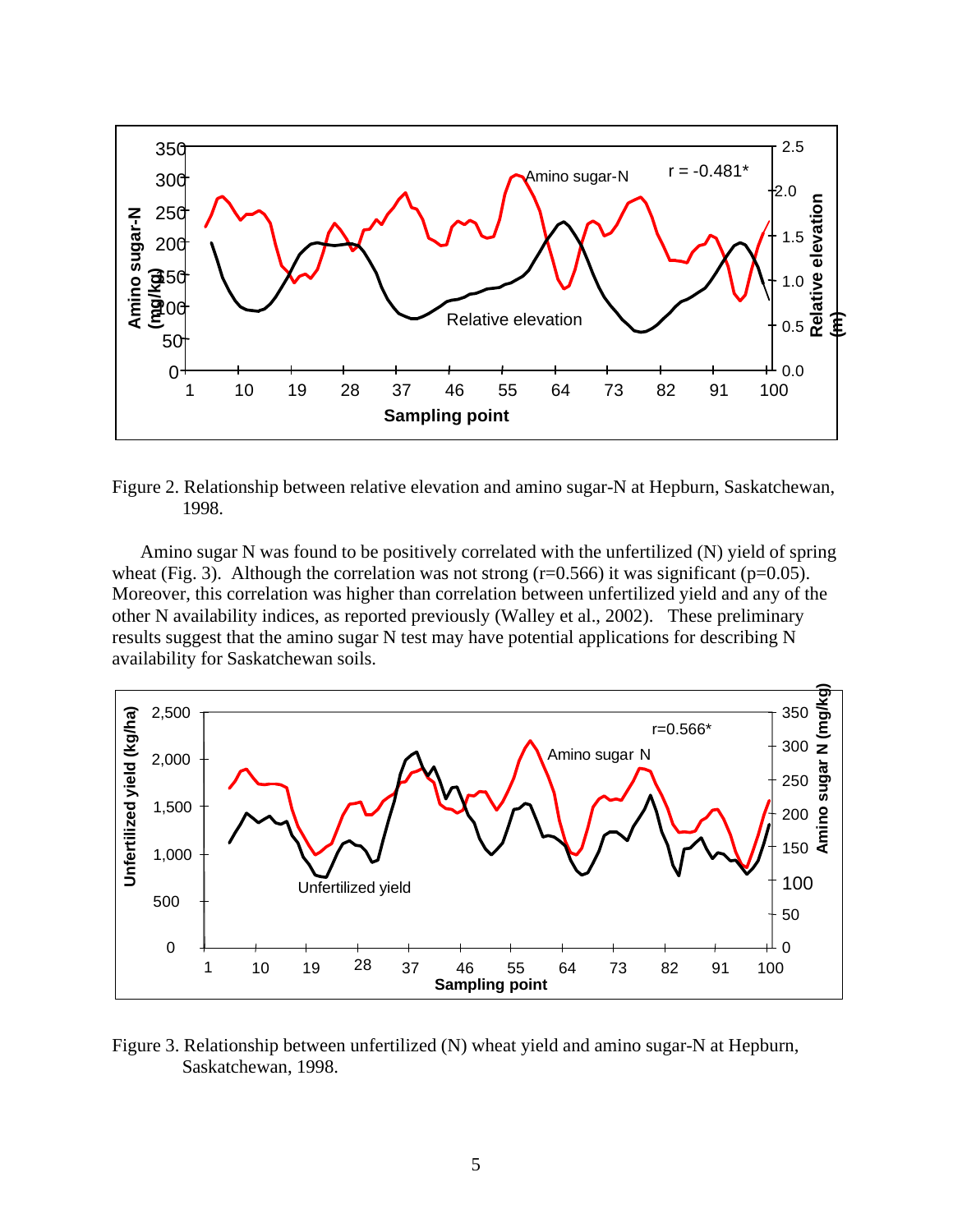Figure 2. Relationship between relative elevation and amino sugar-N at Hepburn, Saskatchewan, 1998.

Amino sugar N was found to be positively correlated with the unfertilized (N) yield of spring wheat (Fig. 3). Although the correlation was not strong (r=0.566) it was significant (p=0.05). Moreover, this correlation was higher than correlation between unfertilized yield and any of the other N availability indices, as reported previously (Walley et al., 2002). These preliminary results suggest that the amino sugar N test may have potential applications for describing N availability for Saskatchewan soils.

Figure 3. Relationship between unfertilized (N) wheat yield and amino sugar-N at Hepburn, Saskatchewan, 1998.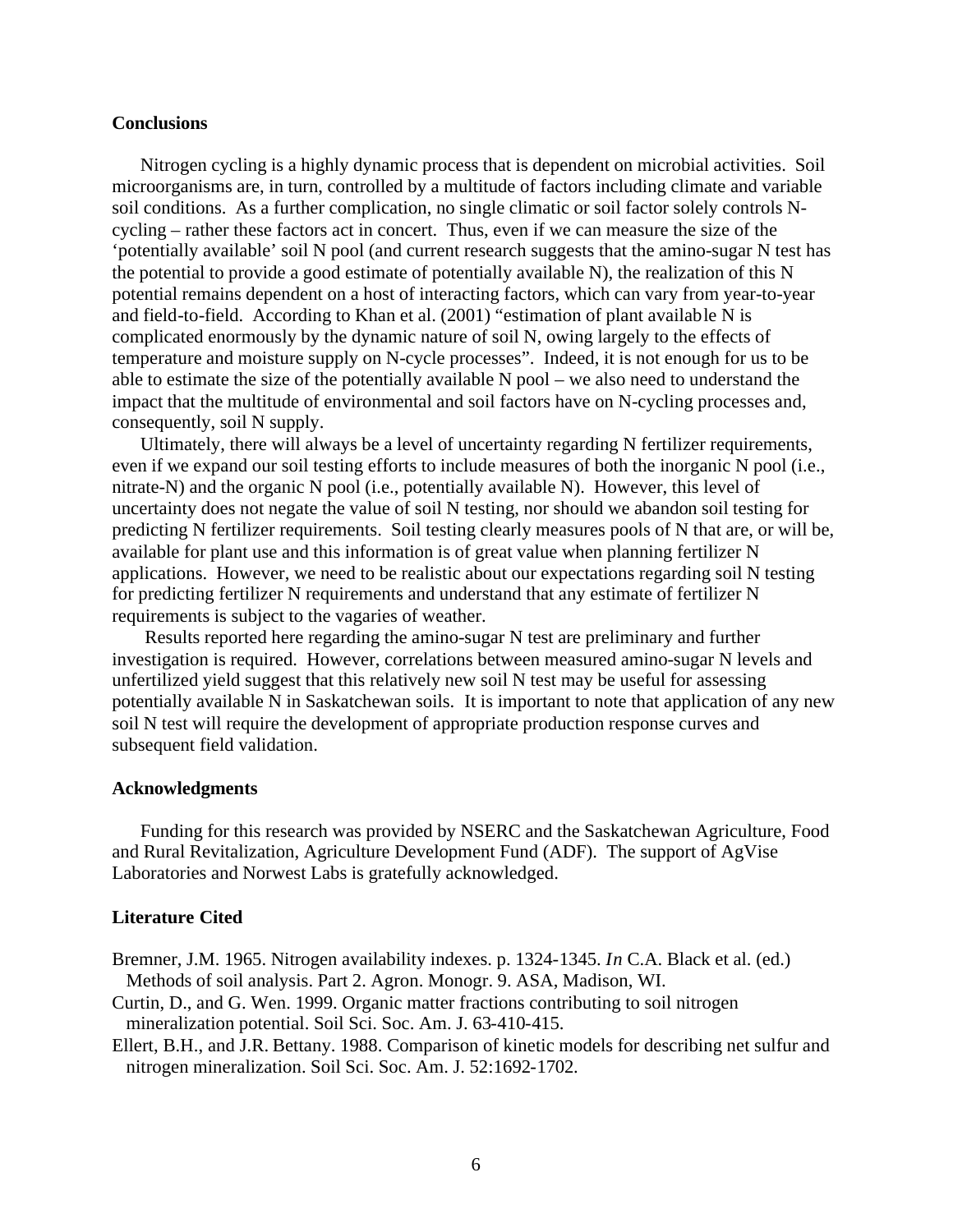## Conclusions

Nitrogen cycling is a highly dynamic process that is dependent on microbial activities. Soil microorganisms are, in turn, controlled by a multitude of factors including climate and variable soil conditions. As a further complication, no single climatic or soil factor solely controls N-cycling – rather these factors act in concert. Thus, even if we can measure the size of the 'potentially available' soil N pool (and current research suggests that the amino-sugar N test has the potential to provide a good estimate of potentially available N), the realization of this N potential remains dependent on a host of interacting factors, which can vary from year-to-year and field-to-field. According to Khan et al. (2001) "estimation of plant available N is complicated enormously by the dynamic nature of soil N, owing largely to the effects of temperature and moisture supply on N-cycle processes". Indeed, it is not enough for us to be able to estimate the size of the potentially available N pool – we also need to understand the impact that the multitude of environmental and soil factors have on N-cycling processes and, consequently, soil N supply.

Ultimately, there will always be a level of uncertainty regarding N fertilizer requirements, even if we expand our soil testing efforts to include measures of both the inorganic N pool (i.e., nitrate-N) and the organic N pool (i.e., potentially available N). However, this level of uncertainty does not negate the value of soil N testing, nor should we abandon soil testing for predicting N fertilizer requirements. Soil testing clearly measures pools of N that are, or will be, available for plant use and this information is of great value when planning fertilizer N applications. However, we need to be realistic about our expectations regarding soil N testing for predicting fertilizer N requirements and understand that any estimate of fertilizer N requirements is subject to the vagaries of weather.

Results reported here regarding the amino-sugar N test are preliminary and further investigation is required. However, correlations between measured amino-sugar N levels and unfertilized yield suggest that this relatively new soil N test may be useful for assessing potentially available N in Saskatchewan soils. It is important to note that application of any new soil N test will require the development of appropriate production response curves and subsequent field validation.

## Acknowledgments

Funding for this research was provided by NSERC and the Saskatchewan Agriculture, Food and Rural Revitalization, Agriculture Development Fund (ADF). The support of AgVise Laboratories and Norwest Labs is gratefully acknowledged.

## Literature Cited

Bremner, J.M. 1965. Nitrogen availability indexes. p. 1324-1345. *In* C.A. Black et al. (ed.) Methods of soil analysis. Part 2. Agron. Monogr. 9. ASA, Madison, WI.

Curtin, D., and G. Wen. 1999. Organic matter fractions contributing to soil nitrogen mineralization potential. Soil Sci. Soc. Am. J. 63-410-415.

Ellert, B.H., and J.R. Bettany. 1988. Comparison of kinetic models for describing net sulfur and nitrogen mineralization. Soil Sci. Soc. Am. J. 52:1692-1702.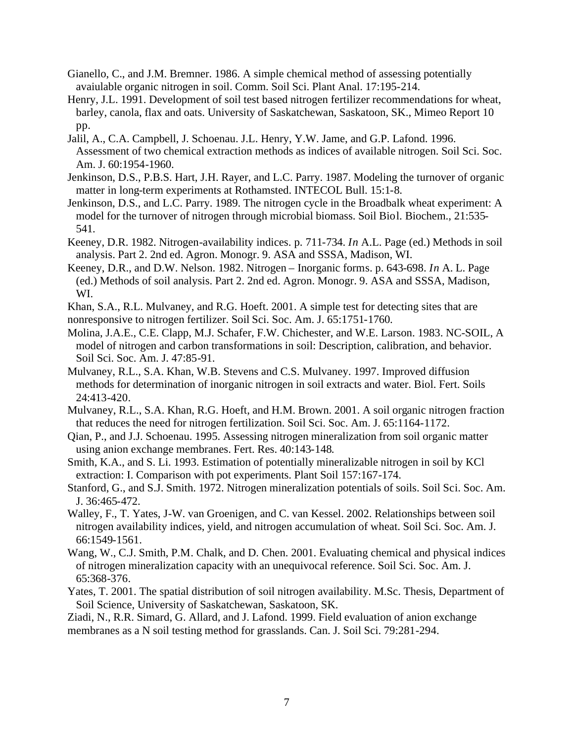Gianello, C., and J.M. Bremner. 1986. A simple chemical method of assessing potentially avaiulable organic nitrogen in soil. Comm. Soil Sci. Plant Anal. 17:195-214.

Henry, J.L. 1991. Development of soil test based nitrogen fertilizer recommendations for wheat, barley, canola, flax and oats. University of Saskatchewan, Saskatoon, SK., Mimeo Report 10 pp.

Jalil, A., C.A. Campbell, J. Schoenau. J.L. Henry, Y.W. Jame, and G.P. Lafond. 1996. Assessment of two chemical extraction methods as indices of available nitrogen. Soil Sci. Soc. Am. J. 60:1954-1960.

Jenkinson, D.S., P.B.S. Hart, J.H. Rayer, and L.C. Parry. 1987. Modeling the turnover of organic matter in long-term experiments at Rothamsted. INTECOL Bull. 15:1-8.

Jenkinson, D.S., and L.C. Parry. 1989. The nitrogen cycle in the Broadbalk wheat experiment: A model for the turnover of nitrogen through microbial biomass. Soil Biol. Biochem., 21:535-541.

Keeney, D.R. 1982. Nitrogen-availability indices. p. 711-734. *In* A.L. Page (ed.) Methods in soil analysis. Part 2. 2nd ed. Agron. Monogr. 9. ASA and SSSA, Madison, WI.

Keeney, D.R., and D.W. Nelson. 1982. Nitrogen – Inorganic forms. p. 643-698. *In* A. L. Page (ed.) Methods of soil analysis. Part 2. 2nd ed. Agron. Monogr. 9. ASA and SSSA, Madison, WI.

Khan, S.A., R.L. Mulvaney, and R.G. Hoeft. 2001. A simple test for detecting sites that are nonresponsive to nitrogen fertilizer. Soil Sci. Soc. Am. J. 65:1751-1760.

Molina, J.A.E., C.E. Clapp, M.J. Schafer, F.W. Chichester, and W.E. Larson. 1983. NC-SOIL, A model of nitrogen and carbon transformations in soil: Description, calibration, and behavior. Soil Sci. Soc. Am. J. 47:85-91.

Mulvaney, R.L., S.A. Khan, W.B. Stevens and C.S. Mulvaney. 1997. Improved diffusion methods for determination of inorganic nitrogen in soil extracts and water. Biol. Fert. Soils 24:413-420.

Mulvaney, R.L., S.A. Khan, R.G. Hoeft, and H.M. Brown. 2001. A soil organic nitrogen fraction that reduces the need for nitrogen fertilization. Soil Sci. Soc. Am. J. 65:1164-1172.

Qian, P., and J.J. Schoenau. 1995. Assessing nitrogen mineralization from soil organic matter using anion exchange membranes. Fert. Res. 40:143-148.

Smith, K.A., and S. Li. 1993. Estimation of potentially mineralizable nitrogen in soil by KCl extraction: I. Comparison with pot experiments. Plant Soil 157:167-174.

Stanford, G., and S.J. Smith. 1972. Nitrogen mineralization potentials of soils. Soil Sci. Soc. Am. J. 36:465-472.

Walley, F., T. Yates, J-W. van Groenigen, and C. van Kessel. 2002. Relationships between soil nitrogen availability indices, yield, and nitrogen accumulation of wheat. Soil Sci. Soc. Am. J. 66:1549-1561.

Wang, W., C.J. Smith, P.M. Chalk, and D. Chen. 2001. Evaluating chemical and physical indices of nitrogen mineralization capacity with an unequivocal reference. Soil Sci. Soc. Am. J. 65:368-376.

Yates, T. 2001. The spatial distribution of soil nitrogen availability. M.Sc. Thesis, Department of Soil Science, University of Saskatchewan, Saskatoon, SK.

Ziadi, N., R.R. Simard, G. Allard, and J. Lafond. 1999. Field evaluation of anion exchange membranes as a N soil testing method for grasslands. Can. J. Soil Sci. 79:281-294.